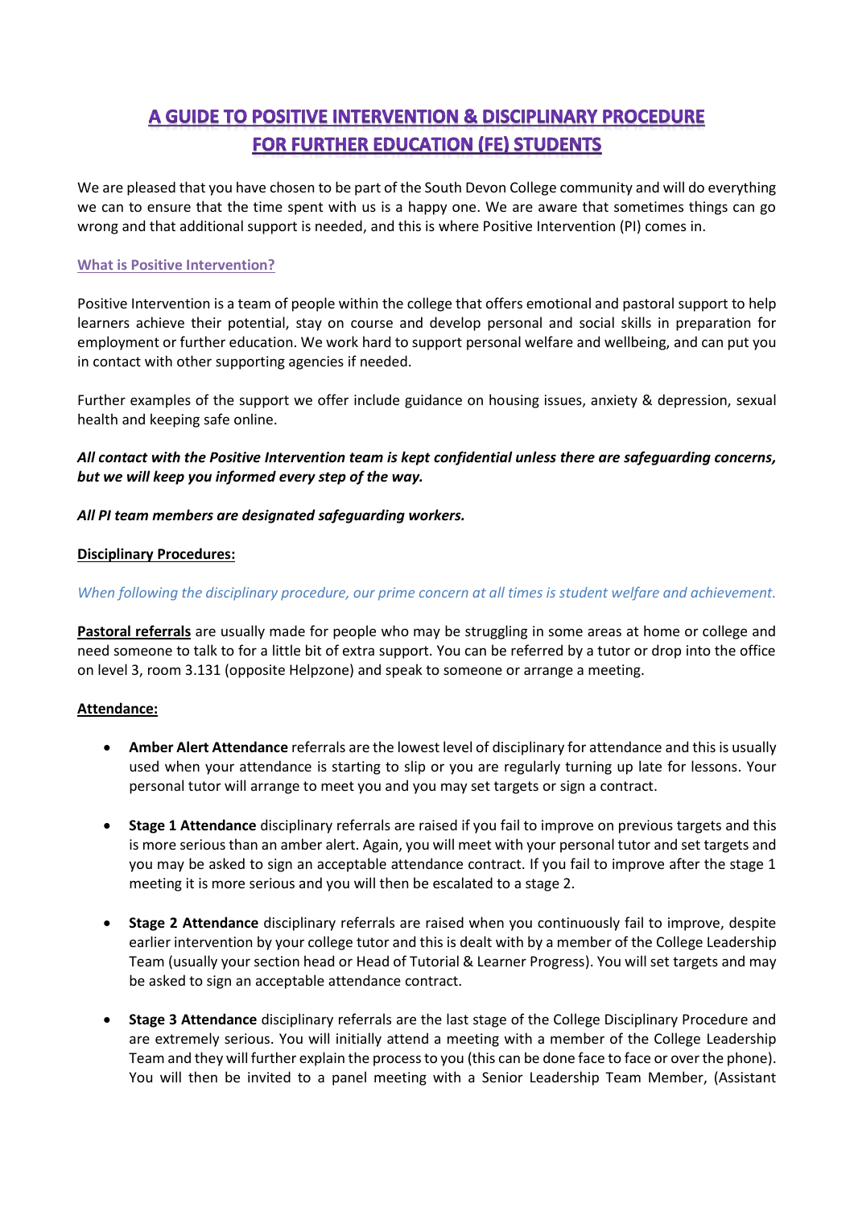# A GUIDE TO POSITIVE INTERVENTION & DISCIPLINARY PROCEDURE FOR FURTHER EDUCATION (FE) STUDENTS

We are pleased that you have chosen to be part of the South Devon College community and will do everything we can to ensure that the time spent with us is a happy one. We are aware that sometimes things can go wrong and that additional support is needed, and this is where Positive Intervention (PI) comes in.

## What is Positive Intervention?

Positive Intervention is a team of people within the college that offers emotional and pastoral support to help learners achieve their potential, stay on course and develop personal and social skills in preparation for employment or further education. We work hard to support personal welfare and wellbeing, and can put you in contact with other supporting agencies if needed.

Further examples of the support we offer include guidance on housing issues, anxiety & depression, sexual health and keeping safe online.

***All contact with the Positive Intervention team is kept confidential unless there are safeguarding concerns, but we will keep you informed every step of the way.***

***All PI team members are designated safeguarding workers.***

## Disciplinary Procedures:

*When following the disciplinary procedure, our prime concern at all times is student welfare and achievement.*

**Pastoral referrals** are usually made for people who may be struggling in some areas at home or college and need someone to talk to for a little bit of extra support. You can be referred by a tutor or drop into the office on level 3, room 3.131 (opposite Helpzone) and speak to someone or arrange a meeting.

## Attendance:

- **Amber Alert Attendance** referrals are the lowest level of disciplinary for attendance and this is usually used when your attendance is starting to slip or you are regularly turning up late for lessons. Your personal tutor will arrange to meet you and you may set targets or sign a contract.

- **Stage 1 Attendance** disciplinary referrals are raised if you fail to improve on previous targets and this is more serious than an amber alert. Again, you will meet with your personal tutor and set targets and you may be asked to sign an acceptable attendance contract. If you fail to improve after the stage 1 meeting it is more serious and you will then be escalated to a stage 2.

- **Stage 2 Attendance** disciplinary referrals are raised when you continuously fail to improve, despite earlier intervention by your college tutor and this is dealt with by a member of the College Leadership Team (usually your section head or Head of Tutorial & Learner Progress). You will set targets and may be asked to sign an acceptable attendance contract.

- **Stage 3 Attendance** disciplinary referrals are the last stage of the College Disciplinary Procedure and are extremely serious. You will initially attend a meeting with a member of the College Leadership Team and they will further explain the process to you (this can be done face to face or over the phone). You will then be invited to a panel meeting with a Senior Leadership Team Member, (Assistant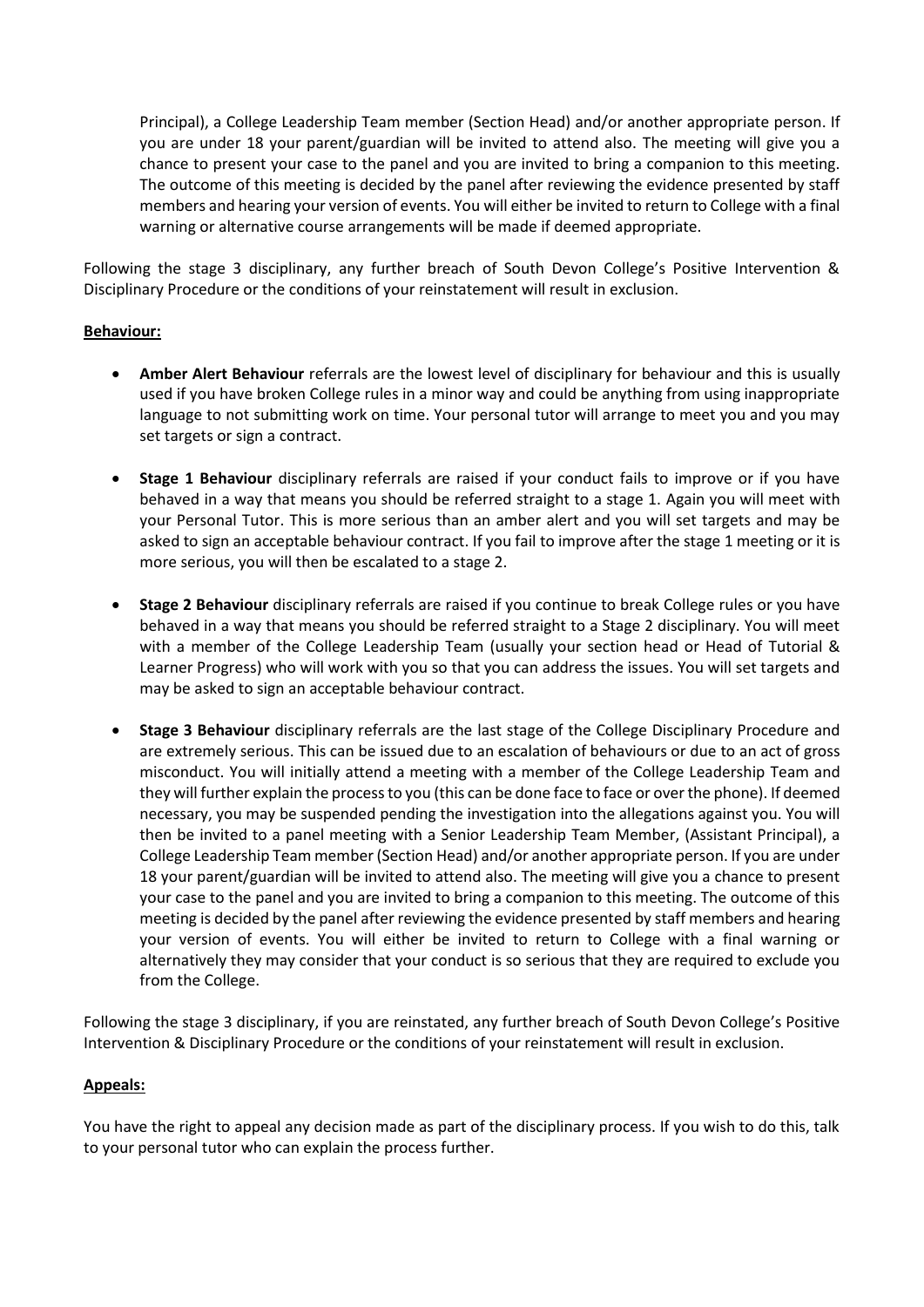Principal), a College Leadership Team member (Section Head) and/or another appropriate person. If you are under 18 your parent/guardian will be invited to attend also. The meeting will give you a chance to present your case to the panel and you are invited to bring a companion to this meeting. The outcome of this meeting is decided by the panel after reviewing the evidence presented by staff members and hearing your version of events. You will either be invited to return to College with a final warning or alternative course arrangements will be made if deemed appropriate.

Following the stage 3 disciplinary, any further breach of South Devon College's Positive Intervention & Disciplinary Procedure or the conditions of your reinstatement will result in exclusion.

**Behaviour:**

- **Amber Alert Behaviour** referrals are the lowest level of disciplinary for behaviour and this is usually used if you have broken College rules in a minor way and could be anything from using inappropriate language to not submitting work on time. Your personal tutor will arrange to meet you and you may set targets or sign a contract.

- **Stage 1 Behaviour** disciplinary referrals are raised if your conduct fails to improve or if you have behaved in a way that means you should be referred straight to a stage 1. Again you will meet with your Personal Tutor. This is more serious than an amber alert and you will set targets and may be asked to sign an acceptable behaviour contract. If you fail to improve after the stage 1 meeting or it is more serious, you will then be escalated to a stage 2.

- **Stage 2 Behaviour** disciplinary referrals are raised if you continue to break College rules or you have behaved in a way that means you should be referred straight to a Stage 2 disciplinary. You will meet with a member of the College Leadership Team (usually your section head or Head of Tutorial & Learner Progress) who will work with you so that you can address the issues. You will set targets and may be asked to sign an acceptable behaviour contract.

- **Stage 3 Behaviour** disciplinary referrals are the last stage of the College Disciplinary Procedure and are extremely serious. This can be issued due to an escalation of behaviours or due to an act of gross misconduct. You will initially attend a meeting with a member of the College Leadership Team and they will further explain the process to you (this can be done face to face or over the phone). If deemed necessary, you may be suspended pending the investigation into the allegations against you. You will then be invited to a panel meeting with a Senior Leadership Team Member, (Assistant Principal), a College Leadership Team member (Section Head) and/or another appropriate person. If you are under 18 your parent/guardian will be invited to attend also. The meeting will give you a chance to present your case to the panel and you are invited to bring a companion to this meeting. The outcome of this meeting is decided by the panel after reviewing the evidence presented by staff members and hearing your version of events. You will either be invited to return to College with a final warning or alternatively they may consider that your conduct is so serious that they are required to exclude you from the College.

Following the stage 3 disciplinary, if you are reinstated, any further breach of South Devon College's Positive Intervention & Disciplinary Procedure or the conditions of your reinstatement will result in exclusion.

**Appeals:**

You have the right to appeal any decision made as part of the disciplinary process. If you wish to do this, talk to your personal tutor who can explain the process further.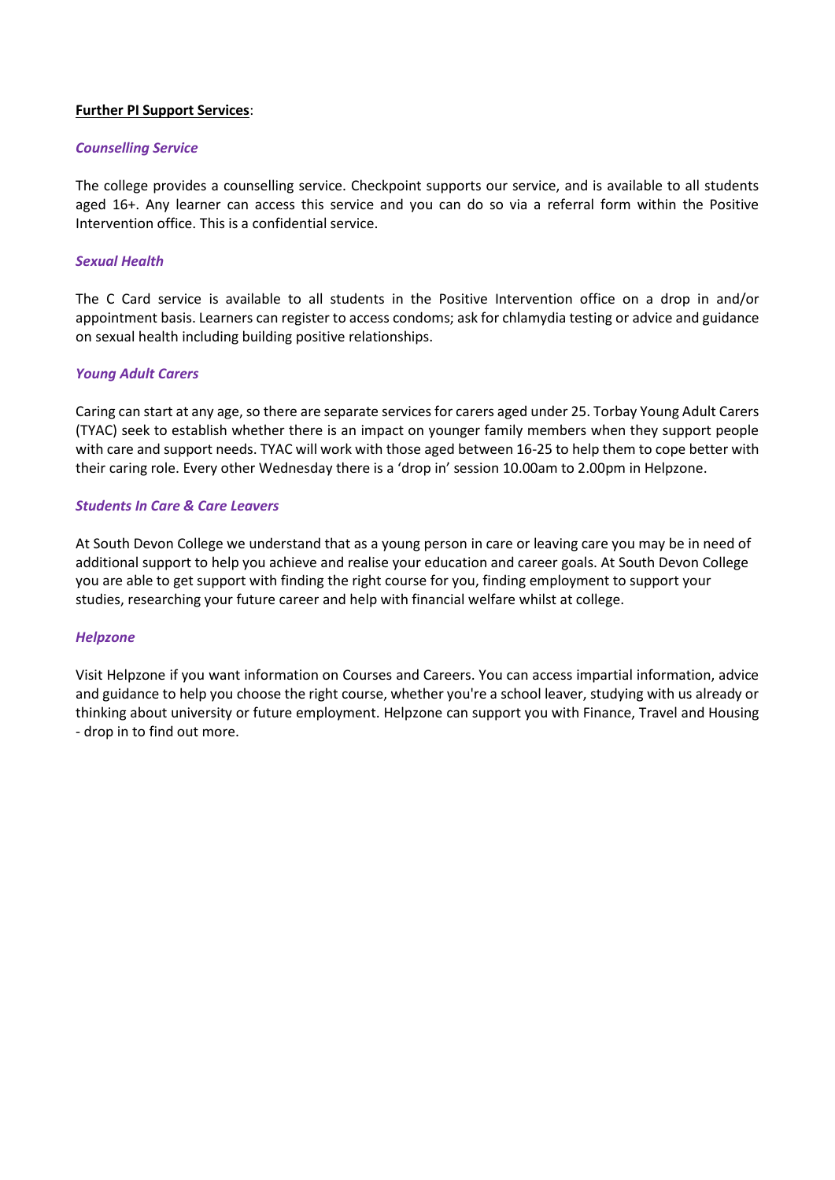**Further PI Support Services**:

***Counselling Service***

The college provides a counselling service. Checkpoint supports our service, and is available to all students aged 16+. Any learner can access this service and you can do so via a referral form within the Positive Intervention office. This is a confidential service.

***Sexual Health***

The C Card service is available to all students in the Positive Intervention office on a drop in and/or appointment basis. Learners can register to access condoms; ask for chlamydia testing or advice and guidance on sexual health including building positive relationships.

***Young Adult Carers***

Caring can start at any age, so there are separate services for carers aged under 25. Torbay Young Adult Carers (TYAC) seek to establish whether there is an impact on younger family members when they support people with care and support needs. TYAC will work with those aged between 16-25 to help them to cope better with their caring role. Every other Wednesday there is a 'drop in' session 10.00am to 2.00pm in Helpzone.

***Students In Care & Care Leavers***

At South Devon College we understand that as a young person in care or leaving care you may be in need of additional support to help you achieve and realise your education and career goals. At South Devon College you are able to get support with finding the right course for you, finding employment to support your studies, researching your future career and help with financial welfare whilst at college.

***Helpzone***

Visit Helpzone if you want information on Courses and Careers. You can access impartial information, advice and guidance to help you choose the right course, whether you're a school leaver, studying with us already or thinking about university or future employment. Helpzone can support you with Finance, Travel and Housing - drop in to find out more.